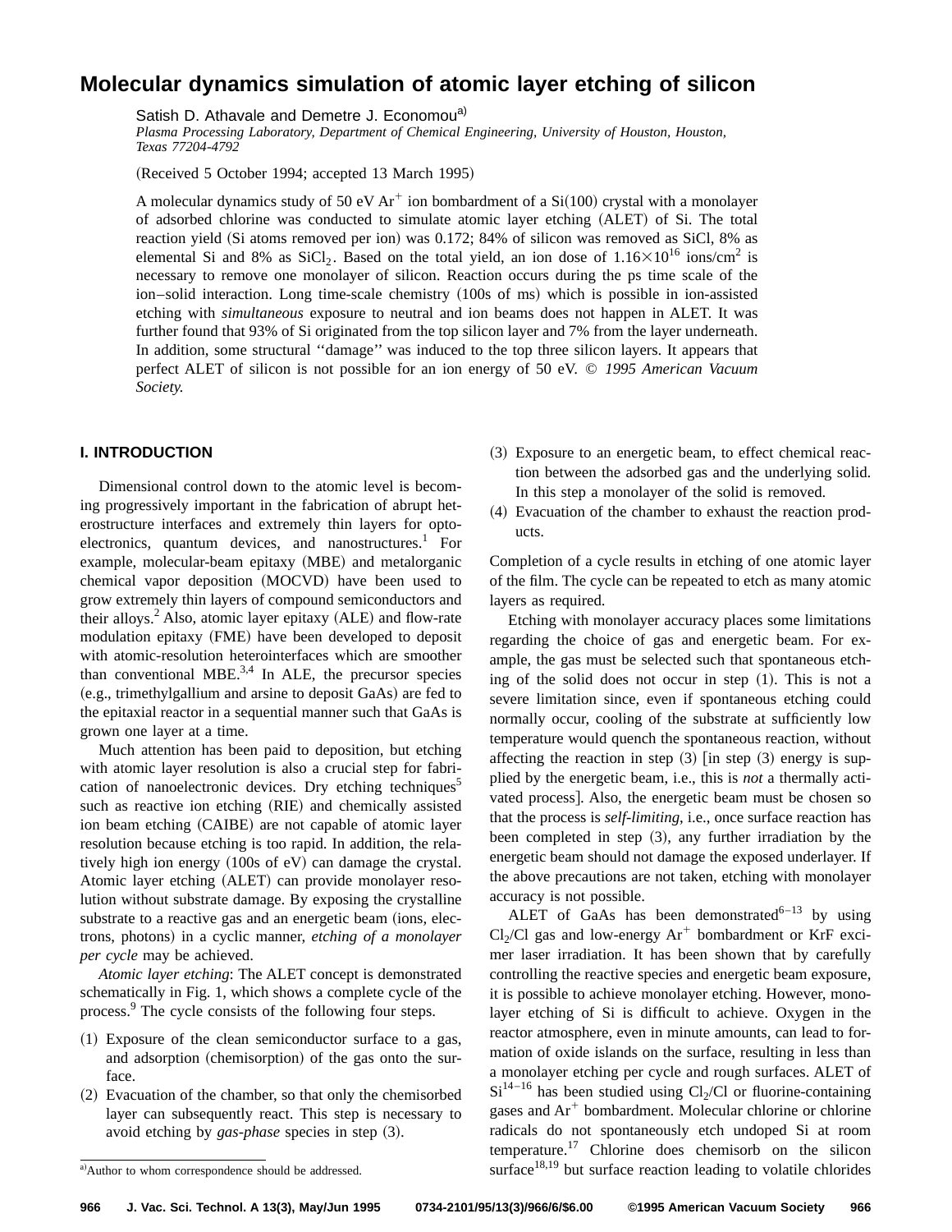# Molecular dynamics simulation of atomic layer etching of silicon

Satish D. Athavale and Demetre J. Economou[a)]

*Plasma Processing Laboratory, Department of Chemical Engineering, University of Houston, Houston, Texas 77204-4792*

(Received 5 October 1994; accepted 13 March 1995)

A molecular dynamics study of 50 eV $Ar^+$ ion bombardment of a Si(100) crystal with a monolayer of adsorbed chlorine was conducted to simulate atomic layer etching (ALET) of Si. The total reaction yield (Si atoms removed per ion) was 0.172; 84% of silicon was removed as SiCl, 8% as elemental Si and 8% as $SiCl_2$. Based on the total yield, an ion dose of $1.16\times10^{16}$ ions/cm$^2$ is necessary to remove one monolayer of silicon. Reaction occurs during the ps time scale of the ion–solid interaction. Long time-scale chemistry (100s of ms) which is possible in ion-assisted etching with *simultaneous* exposure to neutral and ion beams does not happen in ALET. It was further found that 93% of Si originated from the top silicon layer and 7% from the layer underneath. In addition, some structural ''damage'' was induced to the top three silicon layers. It appears that perfect ALET of silicon is not possible for an ion energy of 50 eV. © *1995 American Vacuum Society.*

## I. INTRODUCTION

Dimensional control down to the atomic level is becoming progressively important in the fabrication of abrupt heterostructure interfaces and extremely thin layers for optoelectronics, quantum devices, and nanostructures.[1] For example, molecular-beam epitaxy (MBE) and metalorganic chemical vapor deposition (MOCVD) have been used to grow extremely thin layers of compound semiconductors and their alloys.[2] Also, atomic layer epitaxy (ALE) and flow-rate modulation epitaxy (FME) have been developed to deposit with atomic-resolution heterointerfaces which are smoother than conventional MBE.[3,4] In ALE, the precursor species (e.g., trimethylgallium and arsine to deposit GaAs) are fed to the epitaxial reactor in a sequential manner such that GaAs is grown one layer at a time.

Much attention has been paid to deposition, but etching with atomic layer resolution is also a crucial step for fabrication of nanoelectronic devices. Dry etching techniques[5] such as reactive ion etching (RIE) and chemically assisted ion beam etching (CAIBE) are not capable of atomic layer resolution because etching is too rapid. In addition, the relatively high ion energy (100s of eV) can damage the crystal. Atomic layer etching (ALET) can provide monolayer resolution without substrate damage. By exposing the crystalline substrate to a reactive gas and an energetic beam (ions, electrons, photons) in a cyclic manner, *etching of a monolayer per cycle* may be achieved.

*Atomic layer etching*: The ALET concept is demonstrated schematically in Fig. 1, which shows a complete cycle of the process.[9] The cycle consists of the following four steps.

(1) Exposure of the clean semiconductor surface to a gas, and adsorption (chemisorption) of the gas onto the surface.

(2) Evacuation of the chamber, so that only the chemisorbed layer can subsequently react. This step is necessary to avoid etching by *gas-phase* species in step (3).

(3) Exposure to an energetic beam, to effect chemical reaction between the adsorbed gas and the underlying solid. In this step a monolayer of the solid is removed.

(4) Evacuation of the chamber to exhaust the reaction products.

Completion of a cycle results in etching of one atomic layer of the film. The cycle can be repeated to etch as many atomic layers as required.

Etching with monolayer accuracy places some limitations regarding the choice of gas and energetic beam. For example, the gas must be selected such that spontaneous etching of the solid does not occur in step (1). This is not a severe limitation since, even if spontaneous etching could normally occur, cooling of the substrate at sufficiently low temperature would quench the spontaneous reaction, without affecting the reaction in step (3) [in step (3) energy is supplied by the energetic beam, i.e., this is *not* a thermally activated process]. Also, the energetic beam must be chosen so that the process is *self-limiting*, i.e., once surface reaction has been completed in step (3), any further irradiation by the energetic beam should not damage the exposed underlayer. If the above precautions are not taken, etching with monolayer accuracy is not possible.

ALET of GaAs has been demonstrated[6–13] by using $Cl_2$/Cl gas and low-energy $Ar^+$ bombardment or KrF excimer laser irradiation. It has been shown that by carefully controlling the reactive species and energetic beam exposure, it is possible to achieve monolayer etching. However, monolayer etching of Si is difficult to achieve. Oxygen in the reactor atmosphere, even in minute amounts, can lead to formation of oxide islands on the surface, resulting in less than a monolayer etching per cycle and rough surfaces. ALET of Si[14–16] has been studied using $Cl_2$/Cl or fluorine-containing gases and $Ar^+$ bombardment. Molecular chlorine or chlorine radicals do not spontaneously etch undoped Si at room temperature.[17] Chlorine does chemisorb on the silicon surface[18,19] but surface reaction leading to volatile chlorides

[a)]Author to whom correspondence should be addressed.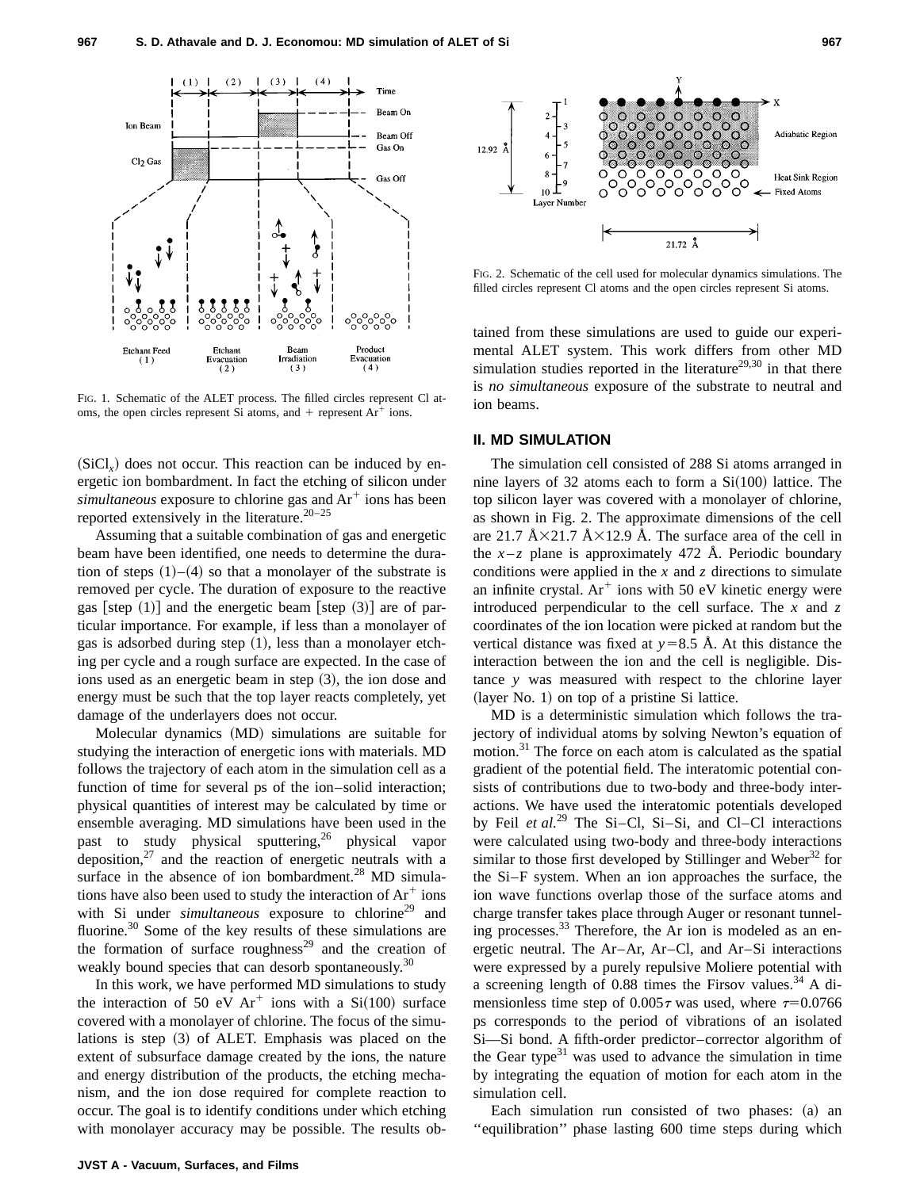FIG. 1. Schematic of the ALET process. The filled circles represent Cl atoms, the open circles represent Si atoms, and + represent $Ar^+$ ions.

($SiCl_x$) does not occur. This reaction can be induced by energetic ion bombardment. In fact the etching of silicon under *simultaneous* exposure to chlorine gas and $Ar^+$ ions has been reported extensively in the literature.[20–25]

Assuming that a suitable combination of gas and energetic beam have been identified, one needs to determine the duration of steps (1)–(4) so that a monolayer of the substrate is removed per cycle. The duration of exposure to the reactive gas [step (1)] and the energetic beam [step (3)] are of particular importance. For example, if less than a monolayer of gas is adsorbed during step (1), less than a monolayer etching per cycle and a rough surface are expected. In the case of ions used as an energetic beam in step (3), the ion dose and energy must be such that the top layer reacts completely, yet damage of the underlayers does not occur.

Molecular dynamics (MD) simulations are suitable for studying the interaction of energetic ions with materials. MD follows the trajectory of each atom in the simulation cell as a function of time for several ps of the ion–solid interaction; physical quantities of interest may be calculated by time or ensemble averaging. MD simulations have been used in the past to study physical sputtering,[26] physical vapor deposition,[27] and the reaction of energetic neutrals with a surface in the absence of ion bombardment.[28] MD simulations have also been used to study the interaction of $Ar^+$ ions with Si under *simultaneous* exposure to chlorine[29] and fluorine.[30] Some of the key results of these simulations are the formation of surface roughness[29] and the creation of weakly bound species that can desorb spontaneously.[30]

In this work, we have performed MD simulations to study the interaction of 50 eV $Ar^+$ ions with a Si(100) surface covered with a monolayer of chlorine. The focus of the simulations is step (3) of ALET. Emphasis was placed on the extent of subsurface damage created by the ions, the nature and energy distribution of the products, the etching mechanism, and the ion dose required for complete reaction to occur. The goal is to identify conditions under which etching with monolayer accuracy may be possible. The results obtained from these simulations are used to guide our experimental ALET system. This work differs from other MD simulation studies reported in the literature[29,30] in that there is *no simultaneous* exposure of the substrate to neutral and ion beams.

FIG. 2. Schematic of the cell used for molecular dynamics simulations. The filled circles represent Cl atoms and the open circles represent Si atoms.

## II. MD SIMULATION

The simulation cell consisted of 288 Si atoms arranged in nine layers of 32 atoms each to form a Si(100) lattice. The top silicon layer was covered with a monolayer of chlorine, as shown in Fig. 2. The approximate dimensions of the cell are 21.7 Å×21.7 Å×12.9 Å. The surface area of the cell in the $x-z$ plane is approximately 472 Å. Periodic boundary conditions were applied in the $x$ and $z$ directions to simulate an infinite crystal. $Ar^+$ ions with 50 eV kinetic energy were introduced perpendicular to the cell surface. The $x$ and $z$ coordinates of the ion location were picked at random but the vertical distance was fixed at $y=8.5$ Å. At this distance the interaction between the ion and the cell is negligible. Distance $y$ was measured with respect to the chlorine layer (layer No. 1) on top of a pristine Si lattice.

MD is a deterministic simulation which follows the trajectory of individual atoms by solving Newton's equation of motion.[31] The force on each atom is calculated as the spatial gradient of the potential field. The interatomic potential consists of contributions due to two-body and three-body interactions. We have used the interatomic potentials developed by Feil *et al.*[29] The Si–Cl, Si–Si, and Cl–Cl interactions were calculated using two-body and three-body interactions similar to those first developed by Stillinger and Weber[32] for the Si–F system. When an ion approaches the surface, the ion wave functions overlap those of the surface atoms and charge transfer takes place through Auger or resonant tunneling processes.[33] Therefore, the Ar ion is modeled as an energetic neutral. The Ar–Ar, Ar–Cl, and Ar–Si interactions were expressed by a purely repulsive Moliere potential with a screening length of 0.88 times the Firsov values.[34] A dimensionless time step of $0.005\tau$ was used, where $\tau=0.0766$ ps corresponds to the period of vibrations of an isolated Si—Si bond. A fifth-order predictor–corrector algorithm of the Gear type[31] was used to advance the simulation in time by integrating the equation of motion for each atom in the simulation cell.

Each simulation run consisted of two phases: (a) an ''equilibration'' phase lasting 600 time steps during which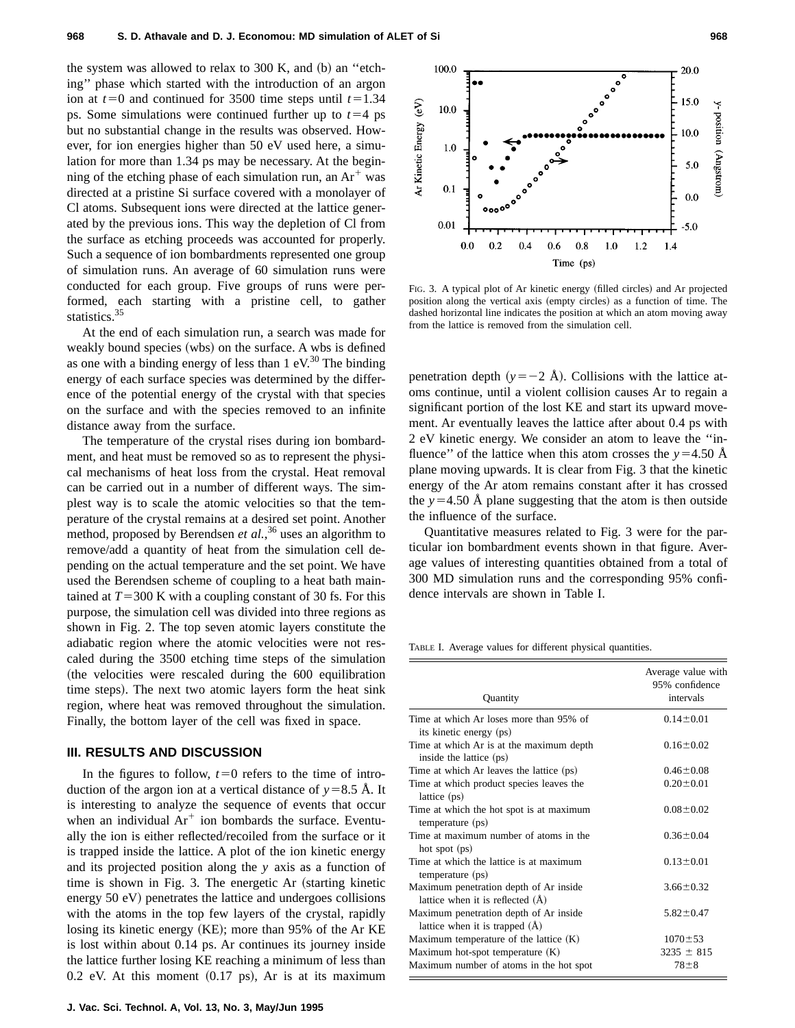the system was allowed to relax to 300 K, and (b) an "etching" phase which started with the introduction of an argon ion at $t=0$ and continued for 3500 time steps until $t=1.34$ ps. Some simulations were continued further up to $t=4$ ps but no substantial change in the results was observed. However, for ion energies higher than 50 eV used here, a simulation for more than 1.34 ps may be necessary. At the beginning of the etching phase of each simulation run, an $Ar^+$ was directed at a pristine Si surface covered with a monolayer of Cl atoms. Subsequent ions were directed at the lattice generated by the previous ions. This way the depletion of Cl from the surface as etching proceeds was accounted for properly. Such a sequence of ion bombardments represented one group of simulation runs. An average of 60 simulation runs were conducted for each group. Five groups of runs were performed, each starting with a pristine cell, to gather statistics.[35]

At the end of each simulation run, a search was made for weakly bound species (wbs) on the surface. A wbs is defined as one with a binding energy of less than 1 eV.[30] The binding energy of each surface species was determined by the difference of the potential energy of the crystal with that species on the surface and with the species removed to an infinite distance away from the surface.

The temperature of the crystal rises during ion bombardment, and heat must be removed so as to represent the physical mechanisms of heat loss from the crystal. Heat removal can be carried out in a number of different ways. The simplest way is to scale the atomic velocities so that the temperature of the crystal remains at a desired set point. Another method, proposed by Berendsen *et al.*,[36] uses an algorithm to remove/add a quantity of heat from the simulation cell depending on the actual temperature and the set point. We have used the Berendsen scheme of coupling to a heat bath maintained at $T=300$ K with a coupling constant of 30 fs. For this purpose, the simulation cell was divided into three regions as shown in Fig. 2. The top seven atomic layers constitute the adiabatic region where the atomic velocities were not rescaled during the 3500 etching time steps of the simulation (the velocities were rescaled during the 600 equilibration time steps). The next two atomic layers form the heat sink region, where heat was removed throughout the simulation. Finally, the bottom layer of the cell was fixed in space.

## III. RESULTS AND DISCUSSION

In the figures to follow, $t=0$ refers to the time of introduction of the argon ion at a vertical distance of $y=8.5$ Å. It is interesting to analyze the sequence of events that occur when an individual $Ar^+$ ion bombards the surface. Eventually the ion is either reflected/recoiled from the surface or it is trapped inside the lattice. A plot of the ion kinetic energy and its projected position along the $y$ axis as a function of time is shown in Fig. 3. The energetic Ar (starting kinetic energy 50 eV) penetrates the lattice and undergoes collisions with the atoms in the top few layers of the crystal, rapidly losing its kinetic energy (KE); more than 95% of the Ar KE is lost within about 0.14 ps. Ar continues its journey inside the lattice further losing KE reaching a minimum of less than 0.2 eV. At this moment (0.17 ps), Ar is at its maximum penetration depth ($y=-2$ Å). Collisions with the lattice atoms continue, until a violent collision causes Ar to regain a significant portion of the lost KE and start its upward movement. Ar eventually leaves the lattice after about 0.4 ps with 2 eV kinetic energy. We consider an atom to leave the "influence" of the lattice when this atom crosses the $y=4.50$ Å plane moving upwards. It is clear from Fig. 3 that the kinetic energy of the Ar atom remains constant after it has crossed the $y=4.50$ Å plane suggesting that the atom is then outside the influence of the surface.

FIG. 3. A typical plot of Ar kinetic energy (filled circles) and Ar projected position along the vertical axis (empty circles) as a function of time. The dashed horizontal line indicates the position at which an atom moving away from the lattice is removed from the simulation cell.

Quantitative measures related to Fig. 3 were for the particular ion bombardment events shown in that figure. Average values of interesting quantities obtained from a total of 300 MD simulation runs and the corresponding 95% confidence intervals are shown in Table I.

TABLE I. Average values for different physical quantities.

| Quantity | Average value with 95% confidence intervals |
|---|---|
| Time at which Ar loses more than 95% of its kinetic energy (ps) | 0.14±0.01 |
| Time at which Ar is at the maximum depth inside the lattice (ps) | 0.16±0.02 |
| Time at which Ar leaves the lattice (ps) | 0.46±0.08 |
| Time at which product species leaves the lattice (ps) | 0.20±0.01 |
| Time at which the hot spot is at maximum temperature (ps) | 0.08±0.02 |
| Time at maximum number of atoms in the hot spot (ps) | 0.36±0.04 |
| Time at which the lattice is at maximum temperature (ps) | 0.13±0.01 |
| Maximum penetration depth of Ar inside lattice when it is reflected (Å) | 3.66±0.32 |
| Maximum penetration depth of Ar inside lattice when it is trapped (Å) | 5.82±0.47 |
| Maximum temperature of the lattice (K) | 1070±53 |
| Maximum hot-spot temperature (K) | 3235 ± 815 |
| Maximum number of atoms in the hot spot | 78±8 |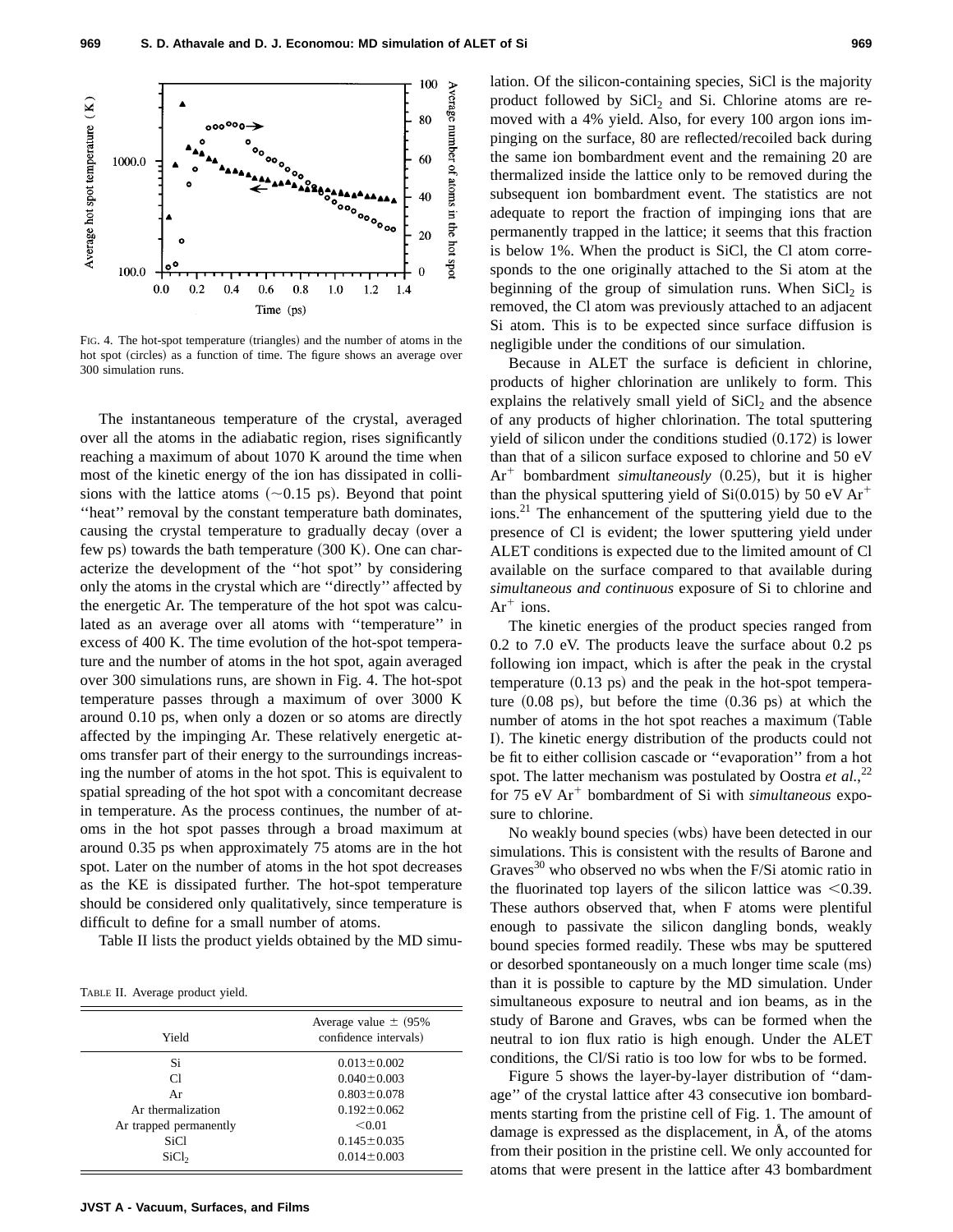FIG. 4. The hot-spot temperature (triangles) and the number of atoms in the hot spot (circles) as a function of time. The figure shows an average over 300 simulation runs.

The instantaneous temperature of the crystal, averaged over all the atoms in the adiabatic region, rises significantly reaching a maximum of about 1070 K around the time when most of the kinetic energy of the ion has dissipated in collisions with the lattice atoms (~0.15 ps). Beyond that point ''heat'' removal by the constant temperature bath dominates, causing the crystal temperature to gradually decay (over a few ps) towards the bath temperature (300 K). One can characterize the development of the ''hot spot'' by considering only the atoms in the crystal which are ''directly'' affected by the energetic Ar. The temperature of the hot spot was calculated as an average over all atoms with ''temperature'' in excess of 400 K. The time evolution of the hot-spot temperature and the number of atoms in the hot spot, again averaged over 300 simulations runs, are shown in Fig. 4. The hot-spot temperature passes through a maximum of over 3000 K around 0.10 ps, when only a dozen or so atoms are directly affected by the impinging Ar. These relatively energetic atoms transfer part of their energy to the surroundings increasing the number of atoms in the hot spot. This is equivalent to spatial spreading of the hot spot with a concomitant decrease in temperature. As the process continues, the number of atoms in the hot spot passes through a broad maximum at around 0.35 ps when approximately 75 atoms are in the hot spot. Later on the number of atoms in the hot spot decreases as the KE is dissipated further. The hot-spot temperature should be considered only qualitatively, since temperature is difficult to define for a small number of atoms.

Table II lists the product yields obtained by the MD simulation. Of the silicon-containing species, SiCl is the majority product followed by $SiCl_2$ and Si. Chlorine atoms are removed with a 4% yield. Also, for every 100 argon ions impinging on the surface, 80 are reflected/recoiled back during the same ion bombardment event and the remaining 20 are thermalized inside the lattice only to be removed during the subsequent ion bombardment event. The statistics are not adequate to report the fraction of impinging ions that are permanently trapped in the lattice; it seems that this fraction is below 1%. When the product is SiCl, the Cl atom corresponds to the one originally attached to the Si atom at the beginning of the group of simulation runs. When $SiCl_2$ is removed, the Cl atom was previously attached to an adjacent Si atom. This is to be expected since surface diffusion is negligible under the conditions of our simulation.

TABLE II. Average product yield.

| Yield | Average value ± (95% confidence intervals) |
|---|---|
| Si | 0.013±0.002 |
| Cl | 0.040±0.003 |
| Ar | 0.803±0.078 |
| Ar thermalization | 0.192±0.062 |
| Ar trapped permanently | <0.01 |
| SiCl | 0.145±0.035 |
| $SiCl_2$ | 0.014±0.003 |

Because in ALET the surface is deficient in chlorine, products of higher chlorination are unlikely to form. This explains the relatively small yield of $SiCl_2$ and the absence of any products of higher chlorination. The total sputtering yield of silicon under the conditions studied (0.172) is lower than that of a silicon surface exposed to chlorine and 50 eV $Ar^+$ bombardment *simultaneously* (0.25), but it is higher than the physical sputtering yield of Si(0.015) by 50 eV $Ar^+$ ions.[21] The enhancement of the sputtering yield due to the presence of Cl is evident; the lower sputtering yield under ALET conditions is expected due to the limited amount of Cl available on the surface compared to that available during *simultaneous and continuous* exposure of Si to chlorine and $Ar^+$ ions.

The kinetic energies of the product species ranged from 0.2 to 7.0 eV. The products leave the surface about 0.2 ps following ion impact, which is after the peak in the crystal temperature (0.13 ps) and the peak in the hot-spot temperature (0.08 ps), but before the time (0.36 ps) at which the number of atoms in the hot spot reaches a maximum (Table I). The kinetic energy distribution of the products could not be fit to either collision cascade or ''evaporation'' from a hot spot. The latter mechanism was postulated by Oostra *et al.*,[22] for 75 eV $Ar^+$ bombardment of Si with *simultaneous* exposure to chlorine.

No weakly bound species (wbs) have been detected in our simulations. This is consistent with the results of Barone and Graves[30] who observed no wbs when the F/Si atomic ratio in the fluorinated top layers of the silicon lattice was <0.39. These authors observed that, when F atoms were plentiful enough to passivate the silicon dangling bonds, weakly bound species formed readily. These wbs may be sputtered or desorbed spontaneously on a much longer time scale (ms) than it is possible to capture by the MD simulation. Under simultaneous exposure to neutral and ion beams, as in the study of Barone and Graves, wbs can be formed when the neutral to ion flux ratio is high enough. Under the ALET conditions, the Cl/Si ratio is too low for wbs to be formed.

Figure 5 shows the layer-by-layer distribution of ''damage'' of the crystal lattice after 43 consecutive ion bombardments starting from the pristine cell of Fig. 1. The amount of damage is expressed as the displacement, in Å, of the atoms from their position in the pristine cell. We only accounted for atoms that were present in the lattice after 43 bombardment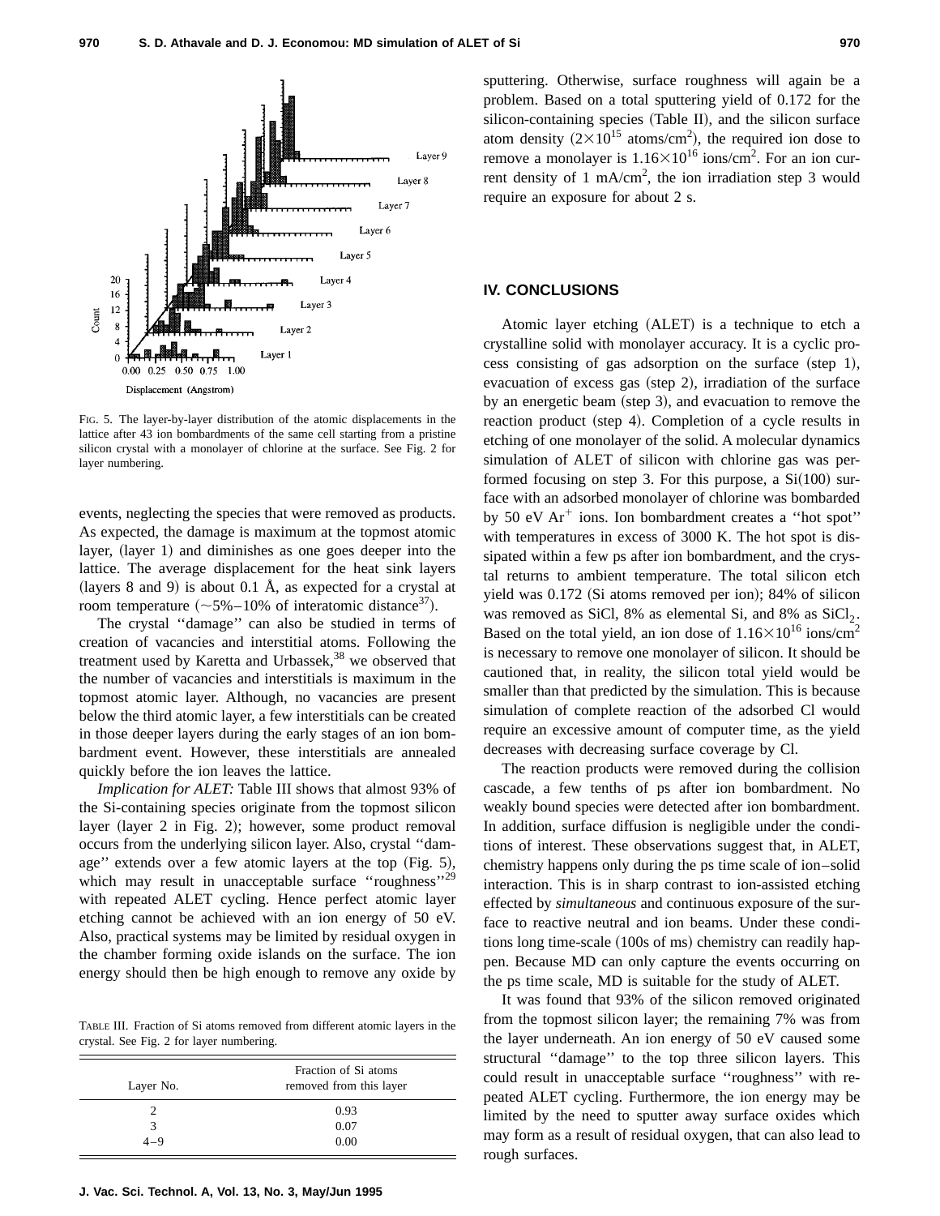FIG. 5. The layer-by-layer distribution of the atomic displacements in the lattice after 43 ion bombardments of the same cell starting from a pristine silicon crystal with a monolayer of chlorine at the surface. See Fig. 2 for layer numbering.

events, neglecting the species that were removed as products. As expected, the damage is maximum at the topmost atomic layer, (layer 1) and diminishes as one goes deeper into the lattice. The average displacement for the heat sink layers (layers 8 and 9) is about 0.1 Å, as expected for a crystal at room temperature (~5%–10% of interatomic distance[37]).

The crystal "damage" can also be studied in terms of creation of vacancies and interstitial atoms. Following the treatment used by Karetta and Urbassek,[38] we observed that the number of vacancies and interstitials is maximum in the topmost atomic layer. Although, no vacancies are present below the third atomic layer, a few interstitials can be created in those deeper layers during the early stages of an ion bombardment event. However, these interstitials are annealed quickly before the ion leaves the lattice.

*Implication for ALET:* Table III shows that almost 93% of the Si-containing species originate from the topmost silicon layer (layer 2 in Fig. 2); however, some product removal occurs from the underlying silicon layer. Also, crystal "damage" extends over a few atomic layers at the top (Fig. 5), which may result in unacceptable surface "roughness"[29] with repeated ALET cycling. Hence perfect atomic layer etching cannot be achieved with an ion energy of 50 eV. Also, practical systems may be limited by residual oxygen in the chamber forming oxide islands on the surface. The ion energy should then be high enough to remove any oxide by sputtering. Otherwise, surface roughness will again be a problem. Based on a total sputtering yield of 0.172 for the silicon-containing species (Table II), and the silicon surface atom density ($2\times10^{15}$ atoms/cm$^2$), the required ion dose to remove a monolayer is $1.16\times10^{16}$ ions/cm$^2$. For an ion current density of 1 mA/cm$^2$, the ion irradiation step 3 would require an exposure for about 2 s.

TABLE III. Fraction of Si atoms removed from different atomic layers in the crystal. See Fig. 2 for layer numbering.

| Layer No. | Fraction of Si atoms removed from this layer |
|---|---|
| 2 | 0.93 |
| 3 | 0.07 |
| 4–9 | 0.00 |

## IV. CONCLUSIONS

Atomic layer etching (ALET) is a technique to etch a crystalline solid with monolayer accuracy. It is a cyclic process consisting of gas adsorption on the surface (step 1), evacuation of excess gas (step 2), irradiation of the surface by an energetic beam (step 3), and evacuation to remove the reaction product (step 4). Completion of a cycle results in etching of one monolayer of the solid. A molecular dynamics simulation of ALET of silicon with chlorine gas was performed focusing on step 3. For this purpose, a Si(100) surface with an adsorbed monolayer of chlorine was bombarded by 50 eV $Ar^+$ ions. Ion bombardment creates a "hot spot" with temperatures in excess of 3000 K. The hot spot is dissipated within a few ps after ion bombardment, and the crystal returns to ambient temperature. The total silicon etch yield was 0.172 (Si atoms removed per ion); 84% of silicon was removed as SiCl, 8% as elemental Si, and 8% as $SiCl_2$. Based on the total yield, an ion dose of $1.16\times10^{16}$ ions/cm$^2$ is necessary to remove one monolayer of silicon. It should be cautioned that, in reality, the silicon total yield would be smaller than that predicted by the simulation. This is because simulation of complete reaction of the adsorbed Cl would require an excessive amount of computer time, as the yield decreases with decreasing surface coverage by Cl.

The reaction products were removed during the collision cascade, a few tenths of ps after ion bombardment. No weakly bound species were detected after ion bombardment. In addition, surface diffusion is negligible under the conditions of interest. These observations suggest that, in ALET, chemistry happens only during the ps time scale of ion–solid interaction. This is in sharp contrast to ion-assisted etching effected by *simultaneous* and continuous exposure of the surface to reactive neutral and ion beams. Under these conditions long time-scale (100s of ms) chemistry can readily happen. Because MD can only capture the events occurring on the ps time scale, MD is suitable for the study of ALET.

It was found that 93% of the silicon removed originated from the topmost silicon layer; the remaining 7% was from the layer underneath. An ion energy of 50 eV caused some structural "damage" to the top three silicon layers. This could result in unacceptable surface "roughness" with repeated ALET cycling. Furthermore, the ion energy may be limited by the need to sputter away surface oxides which may form as a result of residual oxygen, that can also lead to rough surfaces.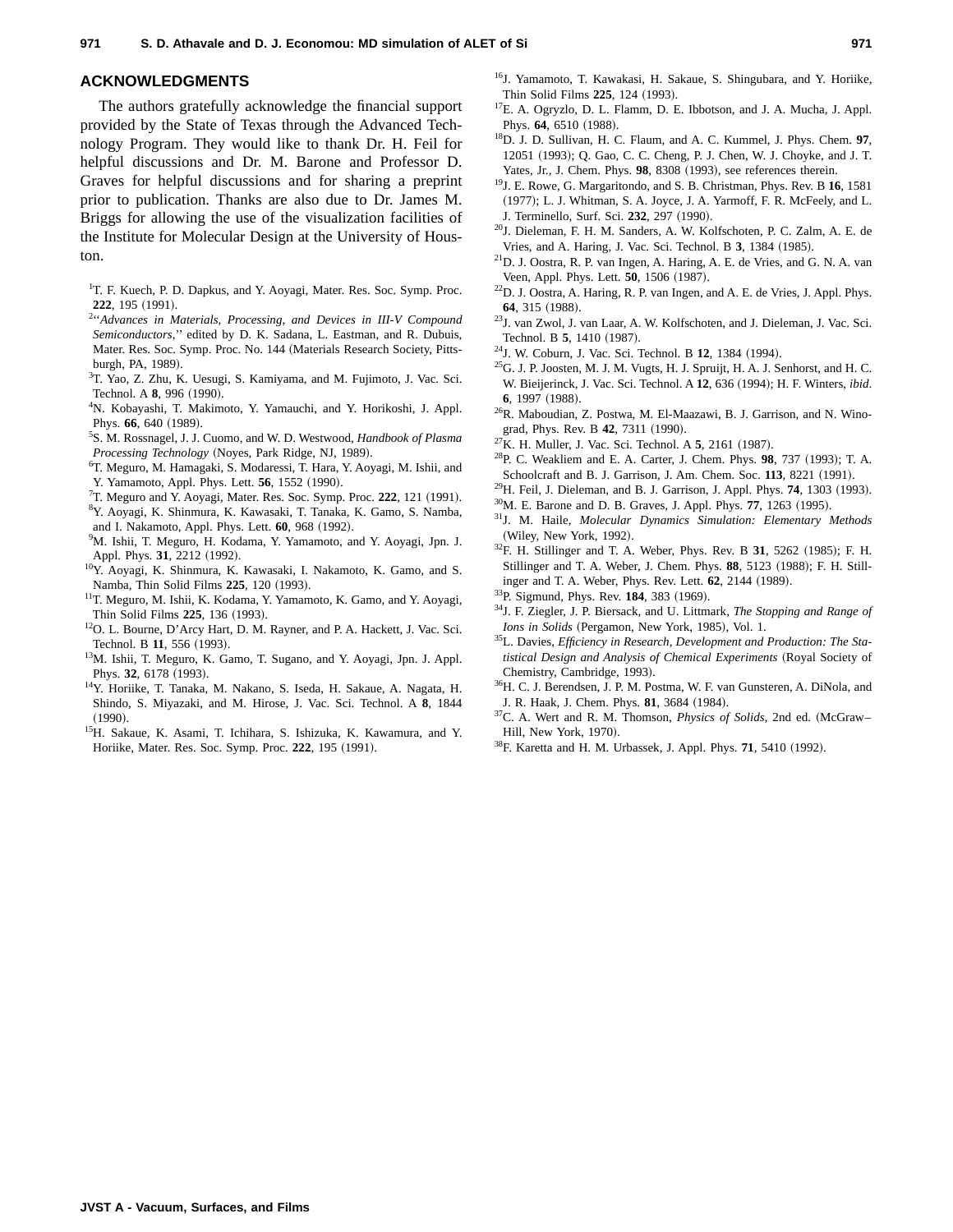## ACKNOWLEDGMENTS

The authors gratefully acknowledge the financial support provided by the State of Texas through the Advanced Technology Program. They would like to thank Dr. H. Feil for helpful discussions and Dr. M. Barone and Professor D. Graves for helpful discussions and for sharing a preprint prior to publication. Thanks are also due to Dr. James M. Briggs for allowing the use of the visualization facilities of the Institute for Molecular Design at the University of Houston.

[1] T. F. Kuech, P. D. Dapkus, and Y. Aoyagi, Mater. Res. Soc. Symp. Proc. **222**, 195 (1991).

[2] "*Advances in Materials, Processing, and Devices in III-V Compound Semiconductors*," edited by D. K. Sadana, L. Eastman, and R. Dubuis, Mater. Res. Soc. Symp. Proc. No. 144 (Materials Research Society, Pittsburgh, PA, 1989).

[3] T. Yao, Z. Zhu, K. Uesugi, S. Kamiyama, and M. Fujimoto, J. Vac. Sci. Technol. A **8**, 996 (1990).

[4] N. Kobayashi, T. Makimoto, Y. Yamauchi, and Y. Horikoshi, J. Appl. Phys. **66**, 640 (1989).

[5] S. M. Rossnagel, J. J. Cuomo, and W. D. Westwood, *Handbook of Plasma Processing Technology* (Noyes, Park Ridge, NJ, 1989).

[6] T. Meguro, M. Hamagaki, S. Modaressi, T. Hara, Y. Aoyagi, M. Ishii, and Y. Yamamoto, Appl. Phys. Lett. **56**, 1552 (1990).

[7] T. Meguro and Y. Aoyagi, Mater. Res. Soc. Symp. Proc. **222**, 121 (1991).

[8] Y. Aoyagi, K. Shinmura, K. Kawasaki, T. Tanaka, K. Gamo, S. Namba, and I. Nakamoto, Appl. Phys. Lett. **60**, 968 (1992).

[9] M. Ishii, T. Meguro, H. Kodama, Y. Yamamoto, and Y. Aoyagi, Jpn. J. Appl. Phys. **31**, 2212 (1992).

[10] Y. Aoyagi, K. Shinmura, K. Kawasaki, I. Nakamoto, K. Gamo, and S. Namba, Thin Solid Films **225**, 120 (1993).

[11] T. Meguro, M. Ishii, K. Kodama, Y. Yamamoto, K. Gamo, and Y. Aoyagi, Thin Solid Films **225**, 136 (1993).

[12] O. L. Bourne, D'Arcy Hart, D. M. Rayner, and P. A. Hackett, J. Vac. Sci. Technol. B **11**, 556 (1993).

[13] M. Ishii, T. Meguro, K. Gamo, T. Sugano, and Y. Aoyagi, Jpn. J. Appl. Phys. **32**, 6178 (1993).

[14] Y. Horiike, T. Tanaka, M. Nakano, S. Iseda, H. Sakaue, A. Nagata, H. Shindo, S. Miyazaki, and M. Hirose, J. Vac. Sci. Technol. A **8**, 1844 (1990).

[15] H. Sakaue, K. Asami, T. Ichihara, S. Ishizuka, K. Kawamura, and Y. Horiike, Mater. Res. Soc. Symp. Proc. **222**, 195 (1991).

[16] J. Yamamoto, T. Kawakasi, H. Sakaue, S. Shingubara, and Y. Horiike, Thin Solid Films **225**, 124 (1993).

[17] E. A. Ogryzlo, D. L. Flamm, D. E. Ibbotson, and J. A. Mucha, J. Appl. Phys. **64**, 6510 (1988).

[18] D. J. D. Sullivan, H. C. Flaum, and A. C. Kummel, J. Phys. Chem. **97**, 12051 (1993); Q. Gao, C. C. Cheng, P. J. Chen, W. J. Choyke, and J. T. Yates, Jr., J. Chem. Phys. **98**, 8308 (1993), see references therein.

[19] J. E. Rowe, G. Margaritondo, and S. B. Christman, Phys. Rev. B **16**, 1581 (1977); L. J. Whitman, S. A. Joyce, J. A. Yarmoff, F. R. McFeely, and L. J. Terminello, Surf. Sci. **232**, 297 (1990).

[20] J. Dieleman, F. H. M. Sanders, A. W. Kolfschoten, P. C. Zalm, A. E. de Vries, and A. Haring, J. Vac. Sci. Technol. B **3**, 1384 (1985).

[21] D. J. Oostra, R. P. van Ingen, A. Haring, A. E. de Vries, and G. N. A. van Veen, Appl. Phys. Lett. **50**, 1506 (1987).

[22] D. J. Oostra, A. Haring, R. P. van Ingen, and A. E. de Vries, J. Appl. Phys. **64**, 315 (1988).

[23] J. van Zwol, J. van Laar, A. W. Kolfschoten, and J. Dieleman, J. Vac. Sci. Technol. B **5**, 1410 (1987).

[24] J. W. Coburn, J. Vac. Sci. Technol. B **12**, 1384 (1994).

[25] G. J. P. Joosten, M. J. M. Vugts, H. J. Spruijt, H. A. J. Senhorst, and H. C. W. Bieijerinck, J. Vac. Sci. Technol. A **12**, 636 (1994); H. F. Winters, *ibid*. **6**, 1997 (1988).

[26] R. Maboudian, Z. Postwa, M. El-Maazawi, B. J. Garrison, and N. Winograd, Phys. Rev. B **42**, 7311 (1990).

[27] K. H. Muller, J. Vac. Sci. Technol. A **5**, 2161 (1987).

[28] P. C. Weakliem and E. A. Carter, J. Chem. Phys. **98**, 737 (1993); T. A. Schoolcraft and B. J. Garrison, J. Am. Chem. Soc. **113**, 8221 (1991).

[29] H. Feil, J. Dieleman, and B. J. Garrison, J. Appl. Phys. **74**, 1303 (1993).

[30] M. E. Barone and D. B. Graves, J. Appl. Phys. **77**, 1263 (1995).

[31] J. M. Haile, *Molecular Dynamics Simulation: Elementary Methods* (Wiley, New York, 1992).

[32] F. H. Stillinger and T. A. Weber, Phys. Rev. B **31**, 5262 (1985); F. H. Stillinger and T. A. Weber, J. Chem. Phys. **88**, 5123 (1988); F. H. Stillinger and T. A. Weber, Phys. Rev. Lett. **62**, 2144 (1989).

[33] P. Sigmund, Phys. Rev. **184**, 383 (1969).

[34] J. F. Ziegler, J. P. Biersack, and U. Littmark, *The Stopping and Range of Ions in Solids* (Pergamon, New York, 1985), Vol. 1.

[35] L. Davies, *Efficiency in Research, Development and Production: The Statistical Design and Analysis of Chemical Experiments* (Royal Society of Chemistry, Cambridge, 1993).

[36] H. C. J. Berendsen, J. P. M. Postma, W. F. van Gunsteren, A. DiNola, and J. R. Haak, J. Chem. Phys. **81**, 3684 (1984).

[37] C. A. Wert and R. M. Thomson, *Physics of Solids*, 2nd ed. (McGraw–Hill, New York, 1970).

[38] F. Karetta and H. M. Urbassek, J. Appl. Phys. **71**, 5410 (1992).